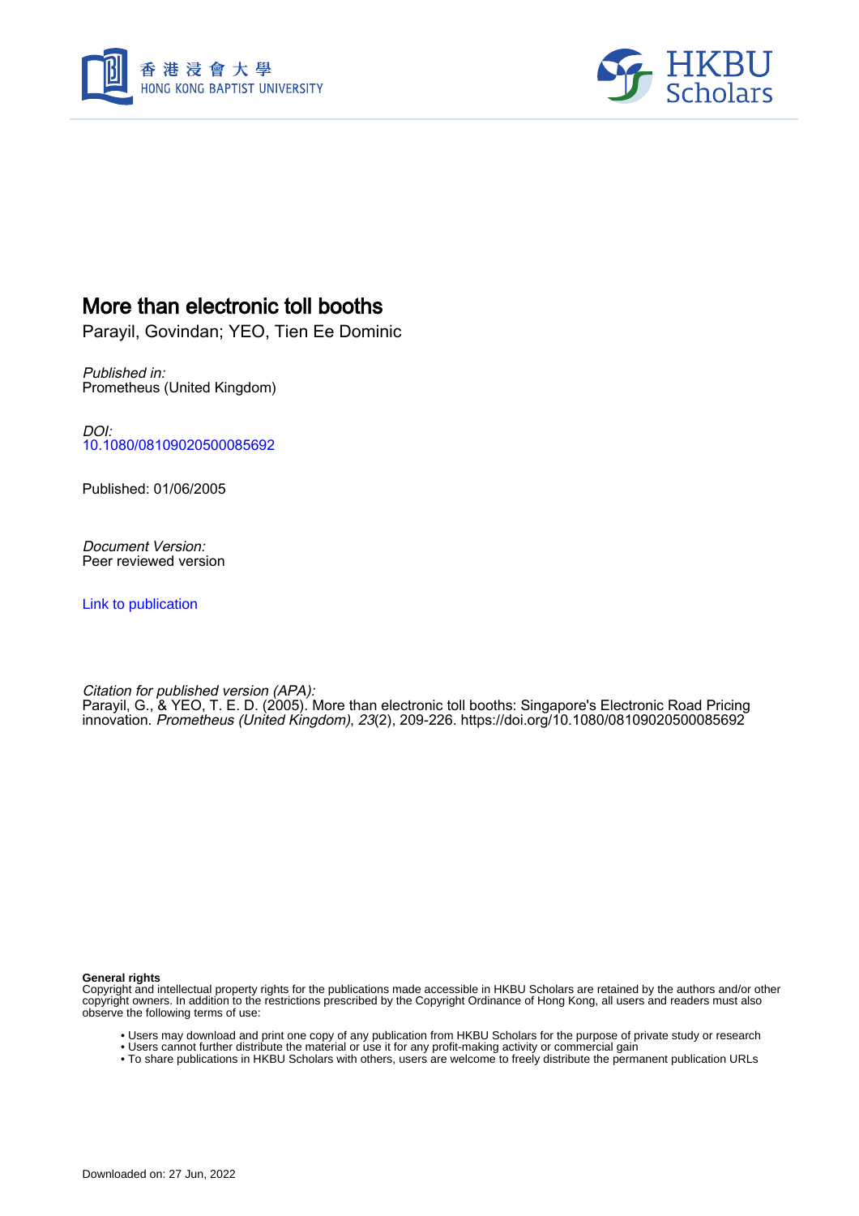# More than electronic toll booths

Parayil, Govindan; YEO, Tien Ee Dominic

*Published in:*
Prometheus (United Kingdom)

*DOI:*
10.1080/08109020500085692

Published: 01/06/2005

*Document Version:*
Peer reviewed version

Link to publication

*Citation for published version (APA):*
Parayil, G., & YEO, T. E. D. (2005). More than electronic toll booths: Singapore's Electronic Road Pricing innovation. *Prometheus (United Kingdom)*, *23*(2), 209-226. https://doi.org/10.1080/08109020500085692

**General rights**
Copyright and intellectual property rights for the publications made accessible in HKBU Scholars are retained by the authors and/or other copyright owners. In addition to the restrictions prescribed by the Copyright Ordinance of Hong Kong, all users and readers must also observe the following terms of use:

- Users may download and print one copy of any publication from HKBU Scholars for the purpose of private study or research
- Users cannot further distribute the material or use it for any profit-making activity or commercial gain
- To share publications in HKBU Scholars with others, users are welcome to freely distribute the permanent publication URLs

Downloaded on: 27 Jun, 2022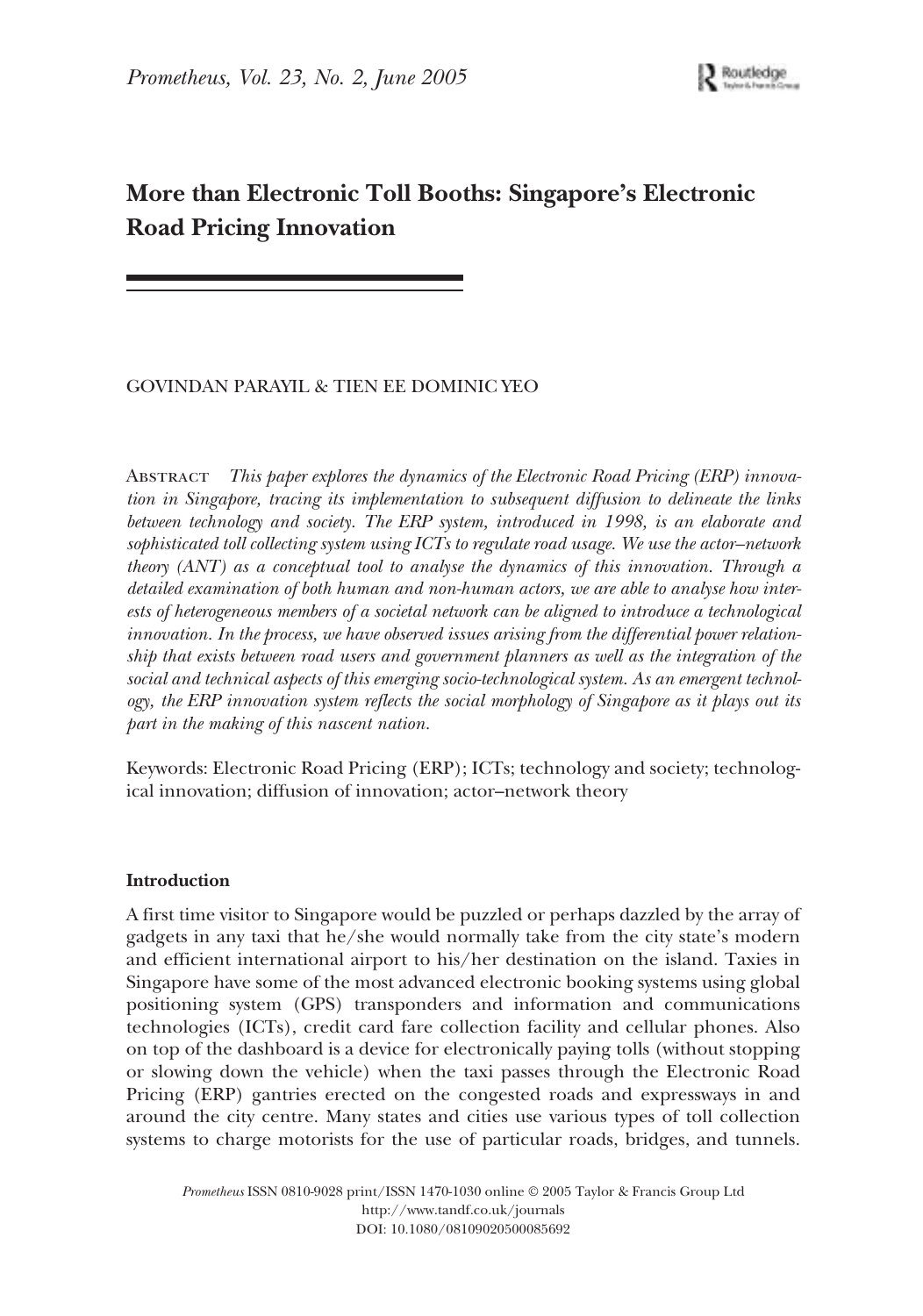# More than Electronic Toll Booths: Singapore's Electronic Road Pricing Innovation

GOVINDAN PARAYIL & TIEN EE DOMINIC YEO

ABSTRACT *This paper explores the dynamics of the Electronic Road Pricing (ERP) innovation in Singapore, tracing its implementation to subsequent diffusion to delineate the links between technology and society. The ERP system, introduced in 1998, is an elaborate and sophisticated toll collecting system using ICTs to regulate road usage. We use the actor–network theory (ANT) as a conceptual tool to analyse the dynamics of this innovation. Through a detailed examination of both human and non-human actors, we are able to analyse how interests of heterogeneous members of a societal network can be aligned to introduce a technological innovation. In the process, we have observed issues arising from the differential power relationship that exists between road users and government planners as well as the integration of the social and technical aspects of this emerging socio-technological system. As an emergent technology, the ERP innovation system reflects the social morphology of Singapore as it plays out its part in the making of this nascent nation.*

Keywords: Electronic Road Pricing (ERP); ICTs; technology and society; technological innovation; diffusion of innovation; actor–network theory

## Introduction

A first time visitor to Singapore would be puzzled or perhaps dazzled by the array of gadgets in any taxi that he/she would normally take from the city state's modern and efficient international airport to his/her destination on the island. Taxies in Singapore have some of the most advanced electronic booking systems using global positioning system (GPS) transponders and information and communications technologies (ICTs), credit card fare collection facility and cellular phones. Also on top of the dashboard is a device for electronically paying tolls (without stopping or slowing down the vehicle) when the taxi passes through the Electronic Road Pricing (ERP) gantries erected on the congested roads and expressways in and around the city centre. Many states and cities use various types of toll collection systems to charge motorists for the use of particular roads, bridges, and tunnels.

*Prometheus* ISSN 0810-9028 print/ISSN 1470-1030 online © 2005 Taylor & Francis Group Ltd
http://www.tandf.co.uk/journals
DOI: 10.1080/08109020500085692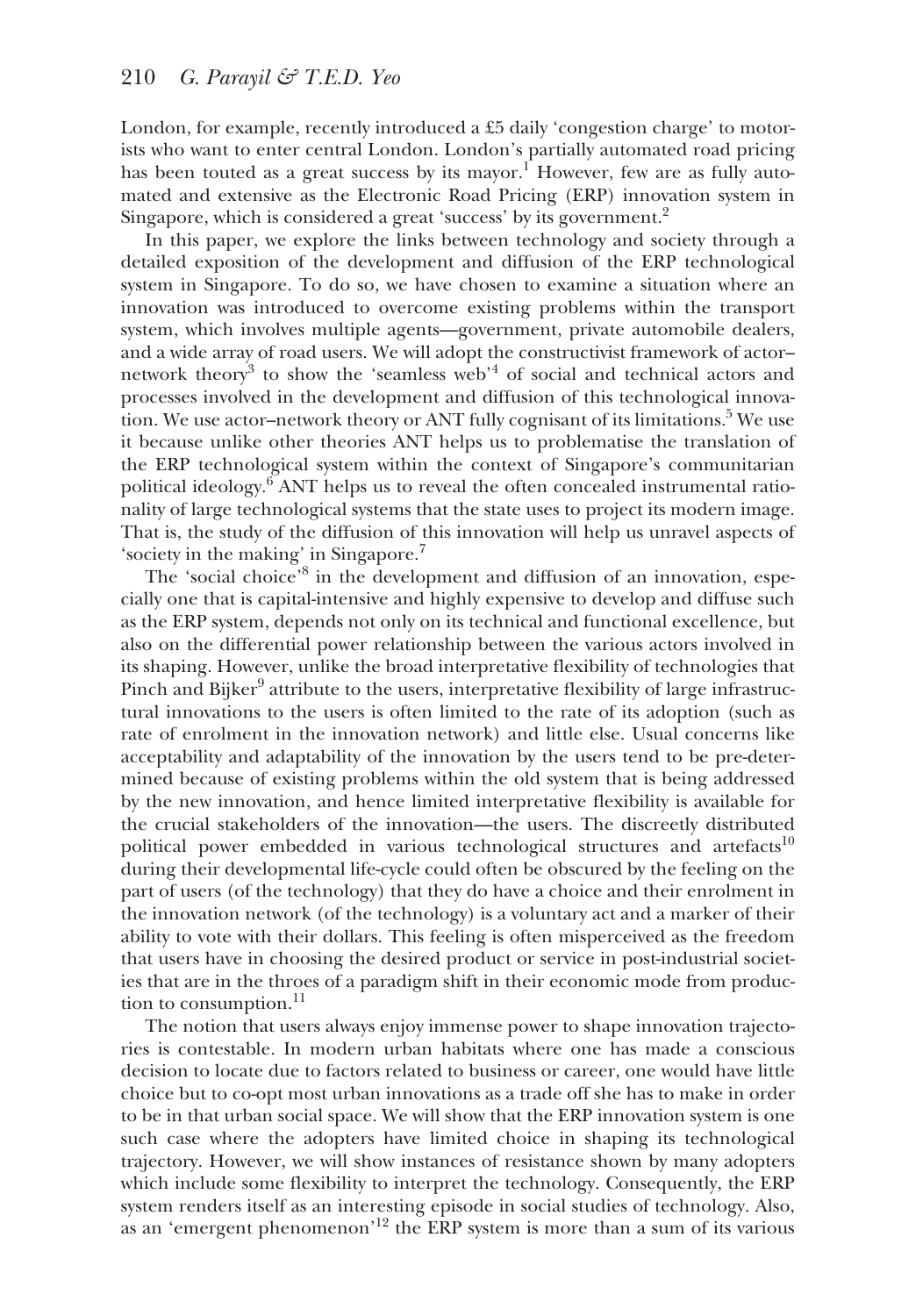London, for example, recently introduced a £5 daily 'congestion charge' to motorists who want to enter central London. London's partially automated road pricing has been touted as a great success by its mayor.[1] However, few are as fully automated and extensive as the Electronic Road Pricing (ERP) innovation system in Singapore, which is considered a great 'success' by its government.[2]

In this paper, we explore the links between technology and society through a detailed exposition of the development and diffusion of the ERP technological system in Singapore. To do so, we have chosen to examine a situation where an innovation was introduced to overcome existing problems within the transport system, which involves multiple agents—government, private automobile dealers, and a wide array of road users. We will adopt the constructivist framework of actor–network theory[3] to show the 'seamless web'[4] of social and technical actors and processes involved in the development and diffusion of this technological innovation. We use actor–network theory or ANT fully cognisant of its limitations.[5] We use it because unlike other theories ANT helps us to problematise the translation of the ERP technological system within the context of Singapore's communitarian political ideology.[6] ANT helps us to reveal the often concealed instrumental rationality of large technological systems that the state uses to project its modern image. That is, the study of the diffusion of this innovation will help us unravel aspects of 'society in the making' in Singapore.[7]

The 'social choice'[8] in the development and diffusion of an innovation, especially one that is capital-intensive and highly expensive to develop and diffuse such as the ERP system, depends not only on its technical and functional excellence, but also on the differential power relationship between the various actors involved in its shaping. However, unlike the broad interpretative flexibility of technologies that Pinch and Bijker[9] attribute to the users, interpretative flexibility of large infrastructural innovations to the users is often limited to the rate of its adoption (such as rate of enrolment in the innovation network) and little else. Usual concerns like acceptability and adaptability of the innovation by the users tend to be pre-determined because of existing problems within the old system that is being addressed by the new innovation, and hence limited interpretative flexibility is available for the crucial stakeholders of the innovation—the users. The discreetly distributed political power embedded in various technological structures and artefacts[10] during their developmental life-cycle could often be obscured by the feeling on the part of users (of the technology) that they do have a choice and their enrolment in the innovation network (of the technology) is a voluntary act and a marker of their ability to vote with their dollars. This feeling is often misperceived as the freedom that users have in choosing the desired product or service in post-industrial societies that are in the throes of a paradigm shift in their economic mode from production to consumption.[11]

The notion that users always enjoy immense power to shape innovation trajectories is contestable. In modern urban habitats where one has made a conscious decision to locate due to factors related to business or career, one would have little choice but to co-opt most urban innovations as a trade off she has to make in order to be in that urban social space. We will show that the ERP innovation system is one such case where the adopters have limited choice in shaping its technological trajectory. However, we will show instances of resistance shown by many adopters which include some flexibility to interpret the technology. Consequently, the ERP system renders itself as an interesting episode in social studies of technology. Also, as an 'emergent phenomenon'[12] the ERP system is more than a sum of its various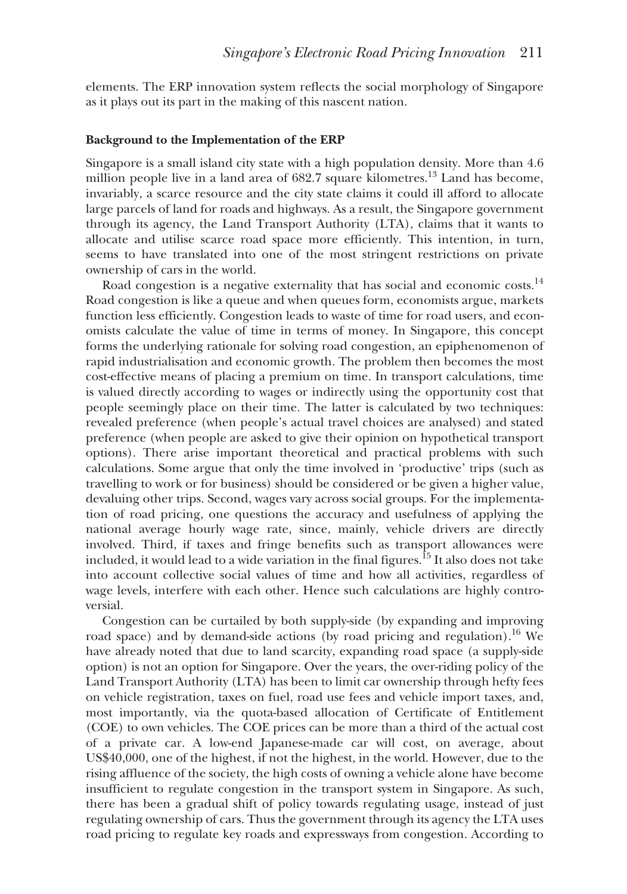elements. The ERP innovation system reflects the social morphology of Singapore as it plays out its part in the making of this nascent nation.

**Background to the Implementation of the ERP**

Singapore is a small island city state with a high population density. More than 4.6 million people live in a land area of 682.7 square kilometres.[13] Land has become, invariably, a scarce resource and the city state claims it could ill afford to allocate large parcels of land for roads and highways. As a result, the Singapore government through its agency, the Land Transport Authority (LTA), claims that it wants to allocate and utilise scarce road space more efficiently. This intention, in turn, seems to have translated into one of the most stringent restrictions on private ownership of cars in the world.

Road congestion is a negative externality that has social and economic costs.[14] Road congestion is like a queue and when queues form, economists argue, markets function less efficiently. Congestion leads to waste of time for road users, and economists calculate the value of time in terms of money. In Singapore, this concept forms the underlying rationale for solving road congestion, an epiphenomenon of rapid industrialisation and economic growth. The problem then becomes the most cost-effective means of placing a premium on time. In transport calculations, time is valued directly according to wages or indirectly using the opportunity cost that people seemingly place on their time. The latter is calculated by two techniques: revealed preference (when people's actual travel choices are analysed) and stated preference (when people are asked to give their opinion on hypothetical transport options). There arise important theoretical and practical problems with such calculations. Some argue that only the time involved in 'productive' trips (such as travelling to work or for business) should be considered or be given a higher value, devaluing other trips. Second, wages vary across social groups. For the implementation of road pricing, one questions the accuracy and usefulness of applying the national average hourly wage rate, since, mainly, vehicle drivers are directly involved. Third, if taxes and fringe benefits such as transport allowances were included, it would lead to a wide variation in the final figures.[15] It also does not take into account collective social values of time and how all activities, regardless of wage levels, interfere with each other. Hence such calculations are highly controversial.

Congestion can be curtailed by both supply-side (by expanding and improving road space) and by demand-side actions (by road pricing and regulation).[16] We have already noted that due to land scarcity, expanding road space (a supply-side option) is not an option for Singapore. Over the years, the over-riding policy of the Land Transport Authority (LTA) has been to limit car ownership through hefty fees on vehicle registration, taxes on fuel, road use fees and vehicle import taxes, and, most importantly, via the quota-based allocation of Certificate of Entitlement (COE) to own vehicles. The COE prices can be more than a third of the actual cost of a private car. A low-end Japanese-made car will cost, on average, about US$40,000, one of the highest, if not the highest, in the world. However, due to the rising affluence of the society, the high costs of owning a vehicle alone have become insufficient to regulate congestion in the transport system in Singapore. As such, there has been a gradual shift of policy towards regulating usage, instead of just regulating ownership of cars. Thus the government through its agency the LTA uses road pricing to regulate key roads and expressways from congestion. According to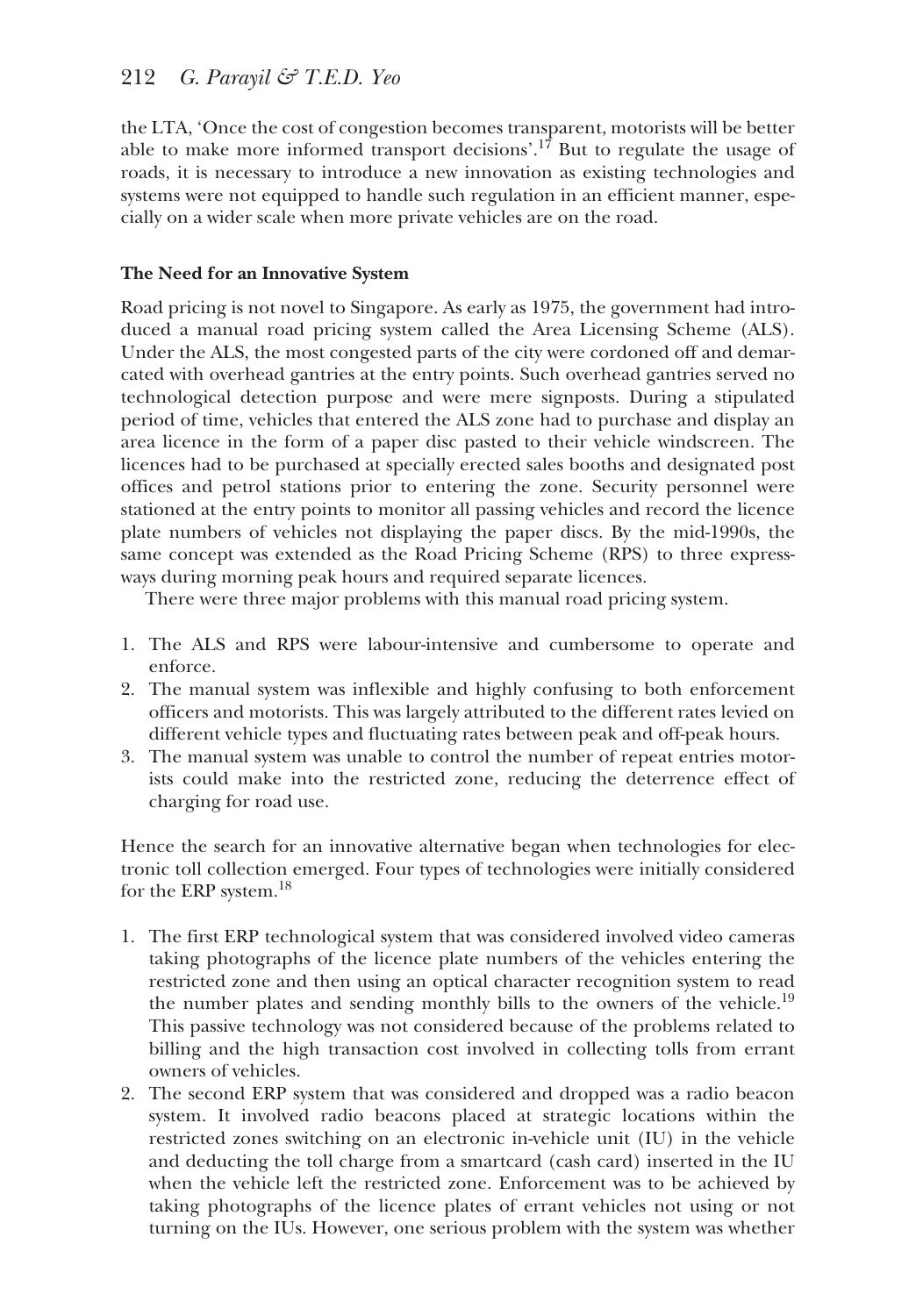the LTA, 'Once the cost of congestion becomes transparent, motorists will be better able to make more informed transport decisions'.[17] But to regulate the usage of roads, it is necessary to introduce a new innovation as existing technologies and systems were not equipped to handle such regulation in an efficient manner, especially on a wider scale when more private vehicles are on the road.

### The Need for an Innovative System

Road pricing is not novel to Singapore. As early as 1975, the government had introduced a manual road pricing system called the Area Licensing Scheme (ALS). Under the ALS, the most congested parts of the city were cordoned off and demarcated with overhead gantries at the entry points. Such overhead gantries served no technological detection purpose and were mere signposts. During a stipulated period of time, vehicles that entered the ALS zone had to purchase and display an area licence in the form of a paper disc pasted to their vehicle windscreen. The licences had to be purchased at specially erected sales booths and designated post offices and petrol stations prior to entering the zone. Security personnel were stationed at the entry points to monitor all passing vehicles and record the licence plate numbers of vehicles not displaying the paper discs. By the mid-1990s, the same concept was extended as the Road Pricing Scheme (RPS) to three expressways during morning peak hours and required separate licences.

There were three major problems with this manual road pricing system.

1. The ALS and RPS were labour-intensive and cumbersome to operate and enforce.
2. The manual system was inflexible and highly confusing to both enforcement officers and motorists. This was largely attributed to the different rates levied on different vehicle types and fluctuating rates between peak and off-peak hours.
3. The manual system was unable to control the number of repeat entries motorists could make into the restricted zone, reducing the deterrence effect of charging for road use.

Hence the search for an innovative alternative began when technologies for electronic toll collection emerged. Four types of technologies were initially considered for the ERP system.[18]

1. The first ERP technological system that was considered involved video cameras taking photographs of the licence plate numbers of the vehicles entering the restricted zone and then using an optical character recognition system to read the number plates and sending monthly bills to the owners of the vehicle.[19] This passive technology was not considered because of the problems related to billing and the high transaction cost involved in collecting tolls from errant owners of vehicles.
2. The second ERP system that was considered and dropped was a radio beacon system. It involved radio beacons placed at strategic locations within the restricted zones switching on an electronic in-vehicle unit (IU) in the vehicle and deducting the toll charge from a smartcard (cash card) inserted in the IU when the vehicle left the restricted zone. Enforcement was to be achieved by taking photographs of the licence plates of errant vehicles not using or not turning on the IUs. However, one serious problem with the system was whether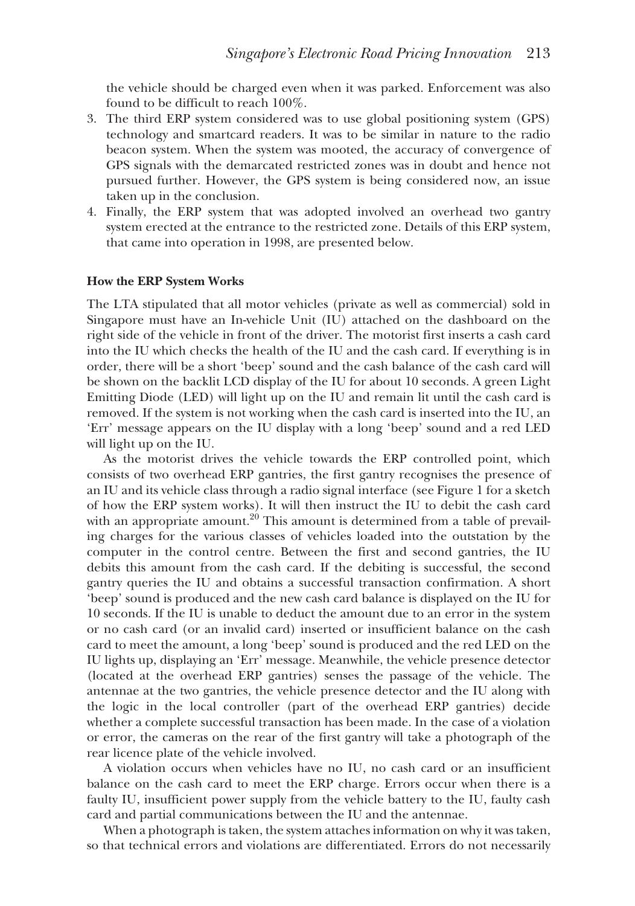the vehicle should be charged even when it was parked. Enforcement was also found to be difficult to reach 100%.

3. The third ERP system considered was to use global positioning system (GPS) technology and smartcard readers. It was to be similar in nature to the radio beacon system. When the system was mooted, the accuracy of convergence of GPS signals with the demarcated restricted zones was in doubt and hence not pursued further. However, the GPS system is being considered now, an issue taken up in the conclusion.
4. Finally, the ERP system that was adopted involved an overhead two gantry system erected at the entrance to the restricted zone. Details of this ERP system, that came into operation in 1998, are presented below.

### How the ERP System Works

The LTA stipulated that all motor vehicles (private as well as commercial) sold in Singapore must have an In-vehicle Unit (IU) attached on the dashboard on the right side of the vehicle in front of the driver. The motorist first inserts a cash card into the IU which checks the health of the IU and the cash card. If everything is in order, there will be a short 'beep' sound and the cash balance of the cash card will be shown on the backlit LCD display of the IU for about 10 seconds. A green Light Emitting Diode (LED) will light up on the IU and remain lit until the cash card is removed. If the system is not working when the cash card is inserted into the IU, an 'Err' message appears on the IU display with a long 'beep' sound and a red LED will light up on the IU.

As the motorist drives the vehicle towards the ERP controlled point, which consists of two overhead ERP gantries, the first gantry recognises the presence of an IU and its vehicle class through a radio signal interface (see Figure 1 for a sketch of how the ERP system works). It will then instruct the IU to debit the cash card with an appropriate amount.[20] This amount is determined from a table of prevailing charges for the various classes of vehicles loaded into the outstation by the computer in the control centre. Between the first and second gantries, the IU debits this amount from the cash card. If the debiting is successful, the second gantry queries the IU and obtains a successful transaction confirmation. A short 'beep' sound is produced and the new cash card balance is displayed on the IU for 10 seconds. If the IU is unable to deduct the amount due to an error in the system or no cash card (or an invalid card) inserted or insufficient balance on the cash card to meet the amount, a long 'beep' sound is produced and the red LED on the IU lights up, displaying an 'Err' message. Meanwhile, the vehicle presence detector (located at the overhead ERP gantries) senses the passage of the vehicle. The antennae at the two gantries, the vehicle presence detector and the IU along with the logic in the local controller (part of the overhead ERP gantries) decide whether a complete successful transaction has been made. In the case of a violation or error, the cameras on the rear of the first gantry will take a photograph of the rear licence plate of the vehicle involved.

A violation occurs when vehicles have no IU, no cash card or an insufficient balance on the cash card to meet the ERP charge. Errors occur when there is a faulty IU, insufficient power supply from the vehicle battery to the IU, faulty cash card and partial communications between the IU and the antennae.

When a photograph is taken, the system attaches information on why it was taken, so that technical errors and violations are differentiated. Errors do not necessarily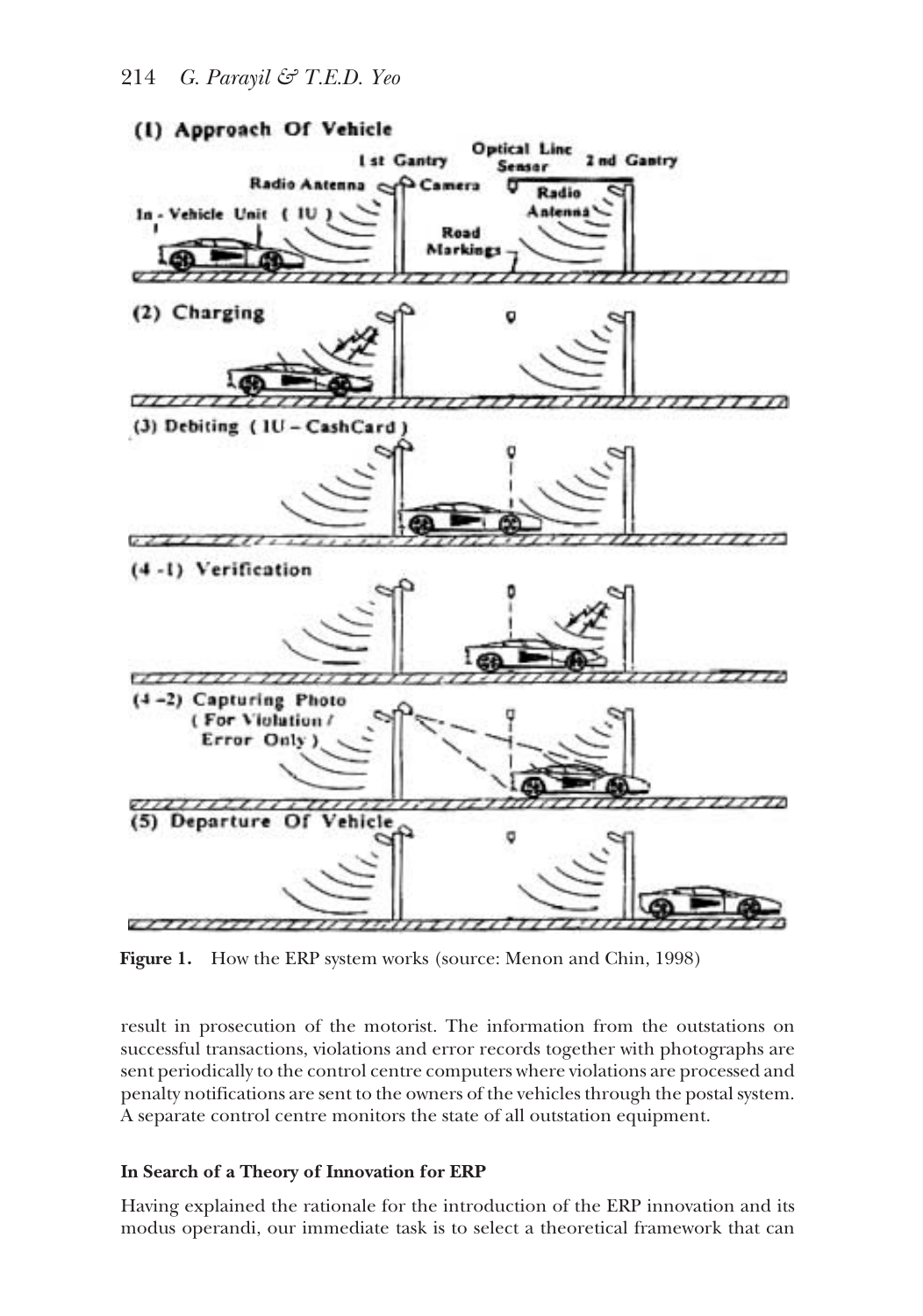**Figure 1.** How the ERP system works (source: Menon and Chin, 1998)

result in prosecution of the motorist. The information from the outstations on successful transactions, violations and error records together with photographs are sent periodically to the control centre computers where violations are processed and penalty notifications are sent to the owners of the vehicles through the postal system. A separate control centre monitors the state of all outstation equipment.

### In Search of a Theory of Innovation for ERP

Having explained the rationale for the introduction of the ERP innovation and its modus operandi, our immediate task is to select a theoretical framework that can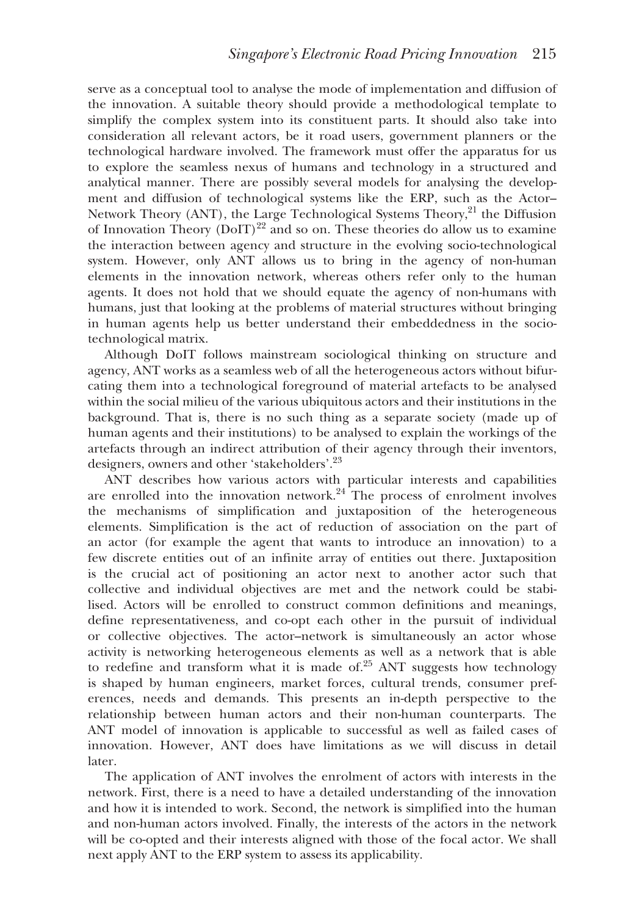serve as a conceptual tool to analyse the mode of implementation and diffusion of the innovation. A suitable theory should provide a methodological template to simplify the complex system into its constituent parts. It should also take into consideration all relevant actors, be it road users, government planners or the technological hardware involved. The framework must offer the apparatus for us to explore the seamless nexus of humans and technology in a structured and analytical manner. There are possibly several models for analysing the development and diffusion of technological systems like the ERP, such as the Actor–Network Theory (ANT), the Large Technological Systems Theory,[21] the Diffusion of Innovation Theory (DoIT)[22] and so on. These theories do allow us to examine the interaction between agency and structure in the evolving socio-technological system. However, only ANT allows us to bring in the agency of non-human elements in the innovation network, whereas others refer only to the human agents. It does not hold that we should equate the agency of non-humans with humans, just that looking at the problems of material structures without bringing in human agents help us better understand their embeddedness in the socio-technological matrix.

Although DoIT follows mainstream sociological thinking on structure and agency, ANT works as a seamless web of all the heterogeneous actors without bifurcating them into a technological foreground of material artefacts to be analysed within the social milieu of the various ubiquitous actors and their institutions in the background. That is, there is no such thing as a separate society (made up of human agents and their institutions) to be analysed to explain the workings of the artefacts through an indirect attribution of their agency through their inventors, designers, owners and other 'stakeholders'.[23]

ANT describes how various actors with particular interests and capabilities are enrolled into the innovation network.[24] The process of enrolment involves the mechanisms of simplification and juxtaposition of the heterogeneous elements. Simplification is the act of reduction of association on the part of an actor (for example the agent that wants to introduce an innovation) to a few discrete entities out of an infinite array of entities out there. Juxtaposition is the crucial act of positioning an actor next to another actor such that collective and individual objectives are met and the network could be stabilised. Actors will be enrolled to construct common definitions and meanings, define representativeness, and co-opt each other in the pursuit of individual or collective objectives. The actor–network is simultaneously an actor whose activity is networking heterogeneous elements as well as a network that is able to redefine and transform what it is made of.[25] ANT suggests how technology is shaped by human engineers, market forces, cultural trends, consumer preferences, needs and demands. This presents an in-depth perspective to the relationship between human actors and their non-human counterparts. The ANT model of innovation is applicable to successful as well as failed cases of innovation. However, ANT does have limitations as we will discuss in detail later.

The application of ANT involves the enrolment of actors with interests in the network. First, there is a need to have a detailed understanding of the innovation and how it is intended to work. Second, the network is simplified into the human and non-human actors involved. Finally, the interests of the actors in the network will be co-opted and their interests aligned with those of the focal actor. We shall next apply ANT to the ERP system to assess its applicability.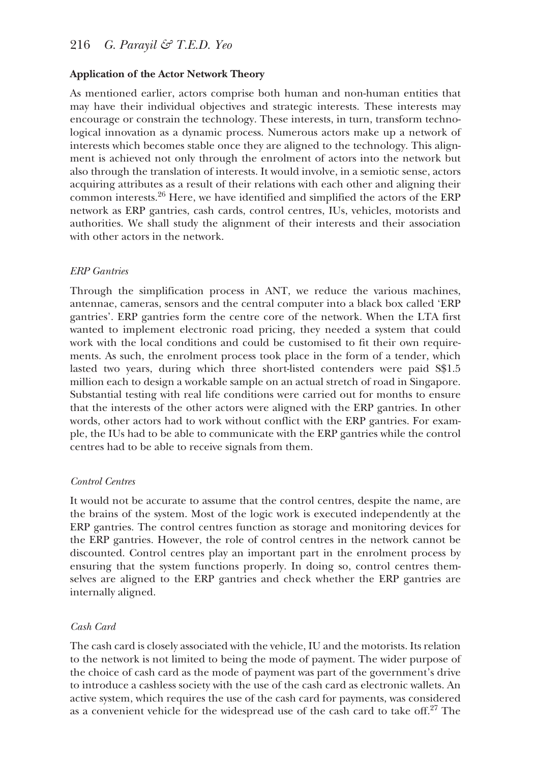### Application of the Actor Network Theory

As mentioned earlier, actors comprise both human and non-human entities that may have their individual objectives and strategic interests. These interests may encourage or constrain the technology. These interests, in turn, transform technological innovation as a dynamic process. Numerous actors make up a network of interests which becomes stable once they are aligned to the technology. This alignment is achieved not only through the enrolment of actors into the network but also through the translation of interests. It would involve, in a semiotic sense, actors acquiring attributes as a result of their relations with each other and aligning their common interests.[26] Here, we have identified and simplified the actors of the ERP network as ERP gantries, cash cards, control centres, IUs, vehicles, motorists and authorities. We shall study the alignment of their interests and their association with other actors in the network.

#### *ERP Gantries*

Through the simplification process in ANT, we reduce the various machines, antennae, cameras, sensors and the central computer into a black box called 'ERP gantries'. ERP gantries form the centre core of the network. When the LTA first wanted to implement electronic road pricing, they needed a system that could work with the local conditions and could be customised to fit their own requirements. As such, the enrolment process took place in the form of a tender, which lasted two years, during which three short-listed contenders were paid S$1.5 million each to design a workable sample on an actual stretch of road in Singapore. Substantial testing with real life conditions were carried out for months to ensure that the interests of the other actors were aligned with the ERP gantries. In other words, other actors had to work without conflict with the ERP gantries. For example, the IUs had to be able to communicate with the ERP gantries while the control centres had to be able to receive signals from them.

#### *Control Centres*

It would not be accurate to assume that the control centres, despite the name, are the brains of the system. Most of the logic work is executed independently at the ERP gantries. The control centres function as storage and monitoring devices for the ERP gantries. However, the role of control centres in the network cannot be discounted. Control centres play an important part in the enrolment process by ensuring that the system functions properly. In doing so, control centres themselves are aligned to the ERP gantries and check whether the ERP gantries are internally aligned.

#### *Cash Card*

The cash card is closely associated with the vehicle, IU and the motorists. Its relation to the network is not limited to being the mode of payment. The wider purpose of the choice of cash card as the mode of payment was part of the government's drive to introduce a cashless society with the use of the cash card as electronic wallets. An active system, which requires the use of the cash card for payments, was considered as a convenient vehicle for the widespread use of the cash card to take off.[27] The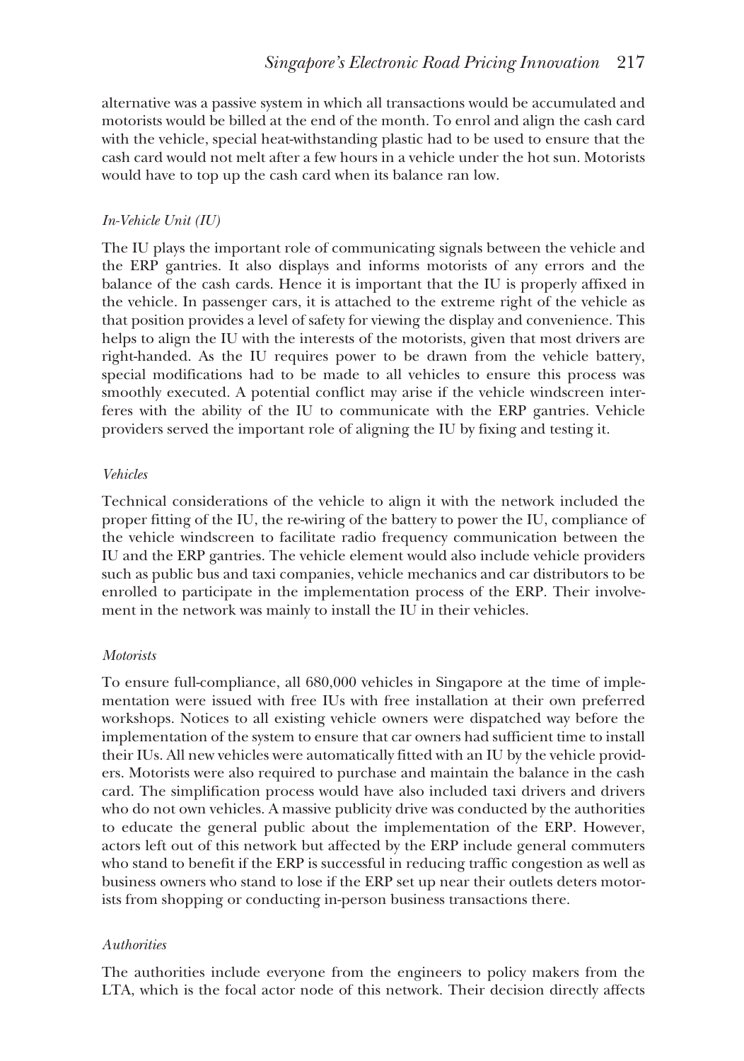alternative was a passive system in which all transactions would be accumulated and motorists would be billed at the end of the month. To enrol and align the cash card with the vehicle, special heat-withstanding plastic had to be used to ensure that the cash card would not melt after a few hours in a vehicle under the hot sun. Motorists would have to top up the cash card when its balance ran low.

*In-Vehicle Unit (IU)*

The IU plays the important role of communicating signals between the vehicle and the ERP gantries. It also displays and informs motorists of any errors and the balance of the cash cards. Hence it is important that the IU is properly affixed in the vehicle. In passenger cars, it is attached to the extreme right of the vehicle as that position provides a level of safety for viewing the display and convenience. This helps to align the IU with the interests of the motorists, given that most drivers are right-handed. As the IU requires power to be drawn from the vehicle battery, special modifications had to be made to all vehicles to ensure this process was smoothly executed. A potential conflict may arise if the vehicle windscreen interferes with the ability of the IU to communicate with the ERP gantries. Vehicle providers served the important role of aligning the IU by fixing and testing it.

*Vehicles*

Technical considerations of the vehicle to align it with the network included the proper fitting of the IU, the re-wiring of the battery to power the IU, compliance of the vehicle windscreen to facilitate radio frequency communication between the IU and the ERP gantries. The vehicle element would also include vehicle providers such as public bus and taxi companies, vehicle mechanics and car distributors to be enrolled to participate in the implementation process of the ERP. Their involvement in the network was mainly to install the IU in their vehicles.

*Motorists*

To ensure full-compliance, all 680,000 vehicles in Singapore at the time of implementation were issued with free IUs with free installation at their own preferred workshops. Notices to all existing vehicle owners were dispatched way before the implementation of the system to ensure that car owners had sufficient time to install their IUs. All new vehicles were automatically fitted with an IU by the vehicle providers. Motorists were also required to purchase and maintain the balance in the cash card. The simplification process would have also included taxi drivers and drivers who do not own vehicles. A massive publicity drive was conducted by the authorities to educate the general public about the implementation of the ERP. However, actors left out of this network but affected by the ERP include general commuters who stand to benefit if the ERP is successful in reducing traffic congestion as well as business owners who stand to lose if the ERP set up near their outlets deters motorists from shopping or conducting in-person business transactions there.

*Authorities*

The authorities include everyone from the engineers to policy makers from the LTA, which is the focal actor node of this network. Their decision directly affects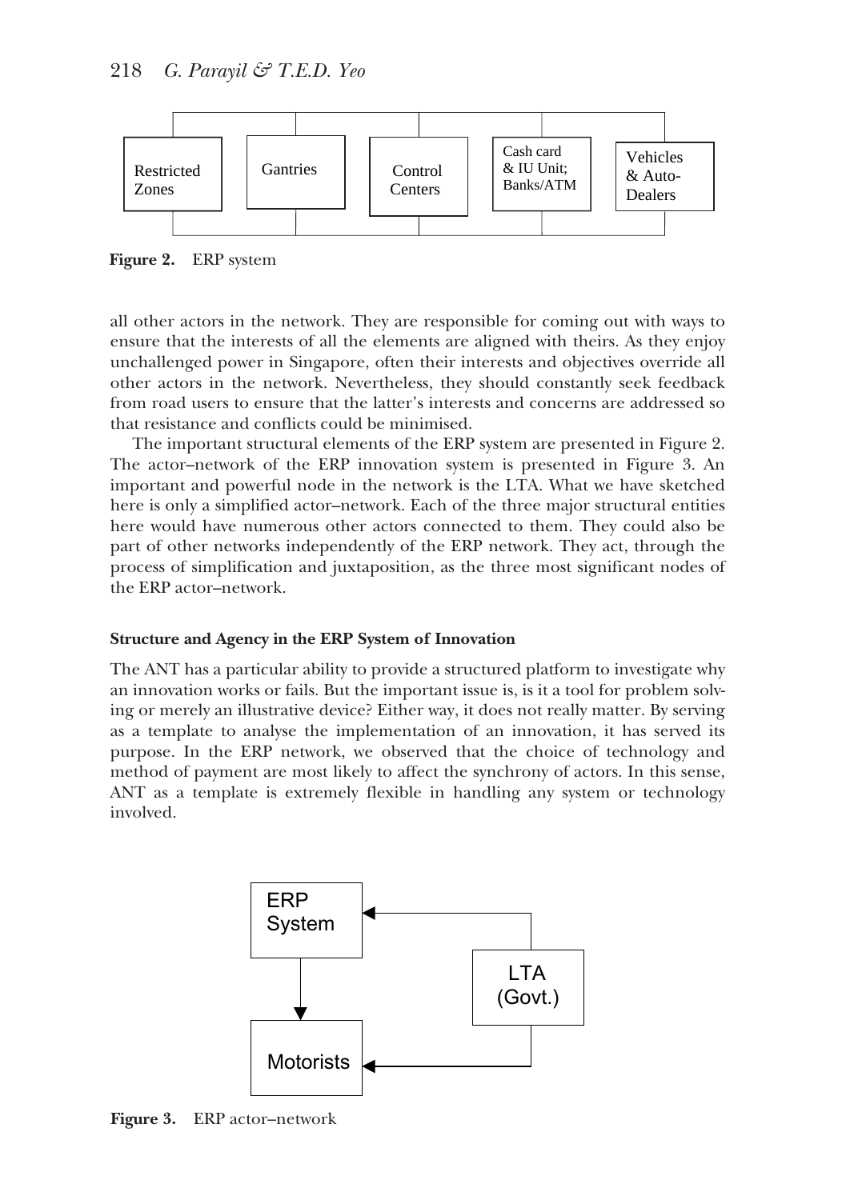**Figure 2.** ERP system

all other actors in the network. They are responsible for coming out with ways to ensure that the interests of all the elements are aligned with theirs. As they enjoy unchallenged power in Singapore, often their interests and objectives override all other actors in the network. Nevertheless, they should constantly seek feedback from road users to ensure that the latter's interests and concerns are addressed so that resistance and conflicts could be minimised.

The important structural elements of the ERP system are presented in Figure 2. The actor–network of the ERP innovation system is presented in Figure 3. An important and powerful node in the network is the LTA. What we have sketched here is only a simplified actor–network. Each of the three major structural entities here would have numerous other actors connected to them. They could also be part of other networks independently of the ERP network. They act, through the process of simplification and juxtaposition, as the three most significant nodes of the ERP actor–network.

### Structure and Agency in the ERP System of Innovation

The ANT has a particular ability to provide a structured platform to investigate why an innovation works or fails. But the important issue is, is it a tool for problem solving or merely an illustrative device? Either way, it does not really matter. By serving as a template to analyse the implementation of an innovation, it has served its purpose. In the ERP network, we observed that the choice of technology and method of payment are most likely to affect the synchrony of actors. In this sense, ANT as a template is extremely flexible in handling any system or technology involved.

**Figure 3.** ERP actor–network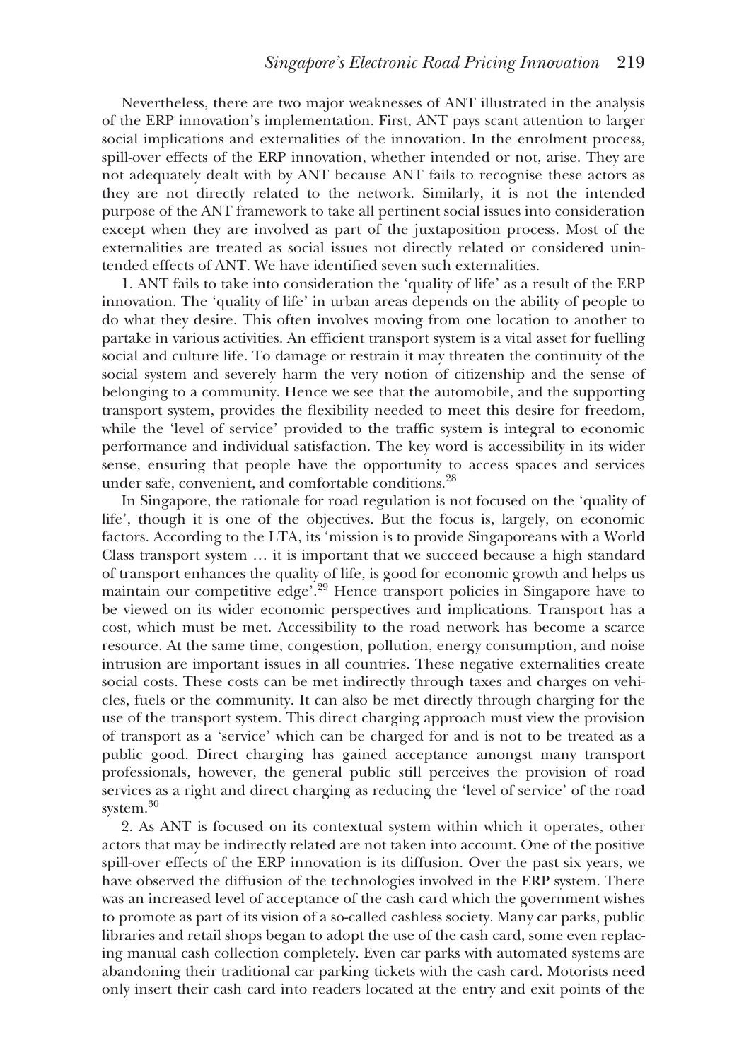Nevertheless, there are two major weaknesses of ANT illustrated in the analysis of the ERP innovation's implementation. First, ANT pays scant attention to larger social implications and externalities of the innovation. In the enrolment process, spill-over effects of the ERP innovation, whether intended or not, arise. They are not adequately dealt with by ANT because ANT fails to recognise these actors as they are not directly related to the network. Similarly, it is not the intended purpose of the ANT framework to take all pertinent social issues into consideration except when they are involved as part of the juxtaposition process. Most of the externalities are treated as social issues not directly related or considered unintended effects of ANT. We have identified seven such externalities.

1. ANT fails to take into consideration the 'quality of life' as a result of the ERP innovation. The 'quality of life' in urban areas depends on the ability of people to do what they desire. This often involves moving from one location to another to partake in various activities. An efficient transport system is a vital asset for fuelling social and culture life. To damage or restrain it may threaten the continuity of the social system and severely harm the very notion of citizenship and the sense of belonging to a community. Hence we see that the automobile, and the supporting transport system, provides the flexibility needed to meet this desire for freedom, while the 'level of service' provided to the traffic system is integral to economic performance and individual satisfaction. The key word is accessibility in its wider sense, ensuring that people have the opportunity to access spaces and services under safe, convenient, and comfortable conditions.[28]

In Singapore, the rationale for road regulation is not focused on the 'quality of life', though it is one of the objectives. But the focus is, largely, on economic factors. According to the LTA, its 'mission is to provide Singaporeans with a World Class transport system … it is important that we succeed because a high standard of transport enhances the quality of life, is good for economic growth and helps us maintain our competitive edge'.[29] Hence transport policies in Singapore have to be viewed on its wider economic perspectives and implications. Transport has a cost, which must be met. Accessibility to the road network has become a scarce resource. At the same time, congestion, pollution, energy consumption, and noise intrusion are important issues in all countries. These negative externalities create social costs. These costs can be met indirectly through taxes and charges on vehicles, fuels or the community. It can also be met directly through charging for the use of the transport system. This direct charging approach must view the provision of transport as a 'service' which can be charged for and is not to be treated as a public good. Direct charging has gained acceptance amongst many transport professionals, however, the general public still perceives the provision of road services as a right and direct charging as reducing the 'level of service' of the road system.[30]

2. As ANT is focused on its contextual system within which it operates, other actors that may be indirectly related are not taken into account. One of the positive spill-over effects of the ERP innovation is its diffusion. Over the past six years, we have observed the diffusion of the technologies involved in the ERP system. There was an increased level of acceptance of the cash card which the government wishes to promote as part of its vision of a so-called cashless society. Many car parks, public libraries and retail shops began to adopt the use of the cash card, some even replacing manual cash collection completely. Even car parks with automated systems are abandoning their traditional car parking tickets with the cash card. Motorists need only insert their cash card into readers located at the entry and exit points of the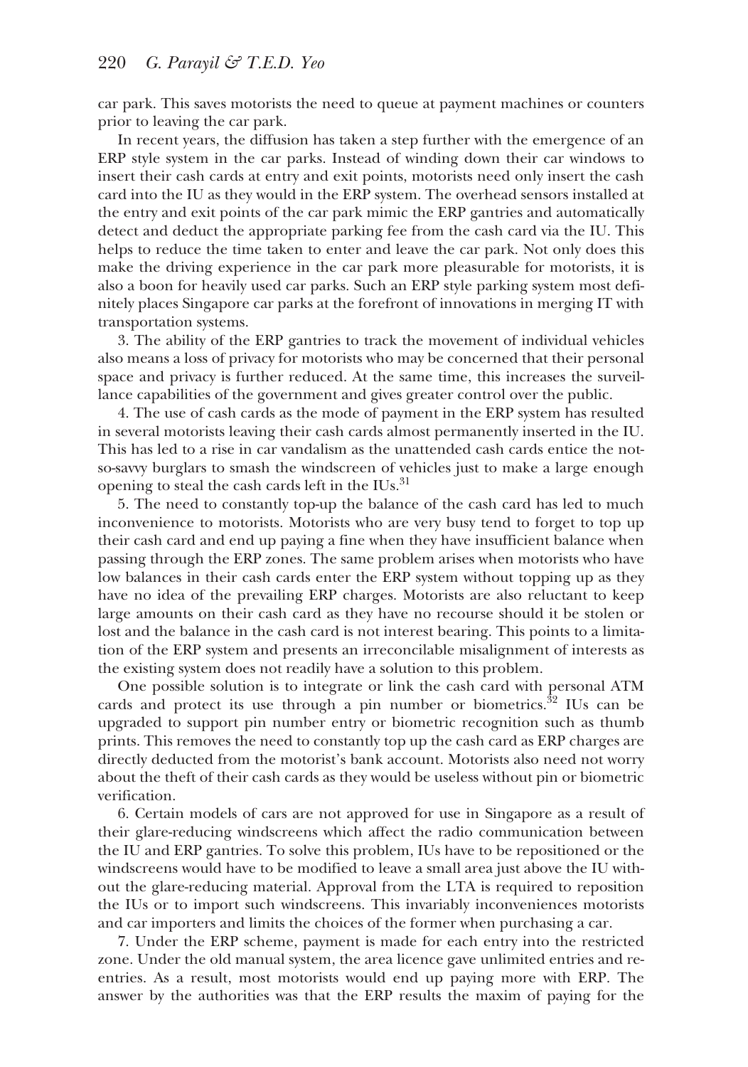car park. This saves motorists the need to queue at payment machines or counters prior to leaving the car park.

In recent years, the diffusion has taken a step further with the emergence of an ERP style system in the car parks. Instead of winding down their car windows to insert their cash cards at entry and exit points, motorists need only insert the cash card into the IU as they would in the ERP system. The overhead sensors installed at the entry and exit points of the car park mimic the ERP gantries and automatically detect and deduct the appropriate parking fee from the cash card via the IU. This helps to reduce the time taken to enter and leave the car park. Not only does this make the driving experience in the car park more pleasurable for motorists, it is also a boon for heavily used car parks. Such an ERP style parking system most definitely places Singapore car parks at the forefront of innovations in merging IT with transportation systems.

3. The ability of the ERP gantries to track the movement of individual vehicles also means a loss of privacy for motorists who may be concerned that their personal space and privacy is further reduced. At the same time, this increases the surveillance capabilities of the government and gives greater control over the public.

4. The use of cash cards as the mode of payment in the ERP system has resulted in several motorists leaving their cash cards almost permanently inserted in the IU. This has led to a rise in car vandalism as the unattended cash cards entice the not-so-savvy burglars to smash the windscreen of vehicles just to make a large enough opening to steal the cash cards left in the IUs.[31]

5. The need to constantly top-up the balance of the cash card has led to much inconvenience to motorists. Motorists who are very busy tend to forget to top up their cash card and end up paying a fine when they have insufficient balance when passing through the ERP zones. The same problem arises when motorists who have low balances in their cash cards enter the ERP system without topping up as they have no idea of the prevailing ERP charges. Motorists are also reluctant to keep large amounts on their cash card as they have no recourse should it be stolen or lost and the balance in the cash card is not interest bearing. This points to a limitation of the ERP system and presents an irreconcilable misalignment of interests as the existing system does not readily have a solution to this problem.

One possible solution is to integrate or link the cash card with personal ATM cards and protect its use through a pin number or biometrics.[32] IUs can be upgraded to support pin number entry or biometric recognition such as thumb prints. This removes the need to constantly top up the cash card as ERP charges are directly deducted from the motorist's bank account. Motorists also need not worry about the theft of their cash cards as they would be useless without pin or biometric verification.

6. Certain models of cars are not approved for use in Singapore as a result of their glare-reducing windscreens which affect the radio communication between the IU and ERP gantries. To solve this problem, IUs have to be repositioned or the windscreens would have to be modified to leave a small area just above the IU without the glare-reducing material. Approval from the LTA is required to reposition the IUs or to import such windscreens. This invariably inconveniences motorists and car importers and limits the choices of the former when purchasing a car.

7. Under the ERP scheme, payment is made for each entry into the restricted zone. Under the old manual system, the area licence gave unlimited entries and re-entries. As a result, most motorists would end up paying more with ERP. The answer by the authorities was that the ERP results the maxim of paying for the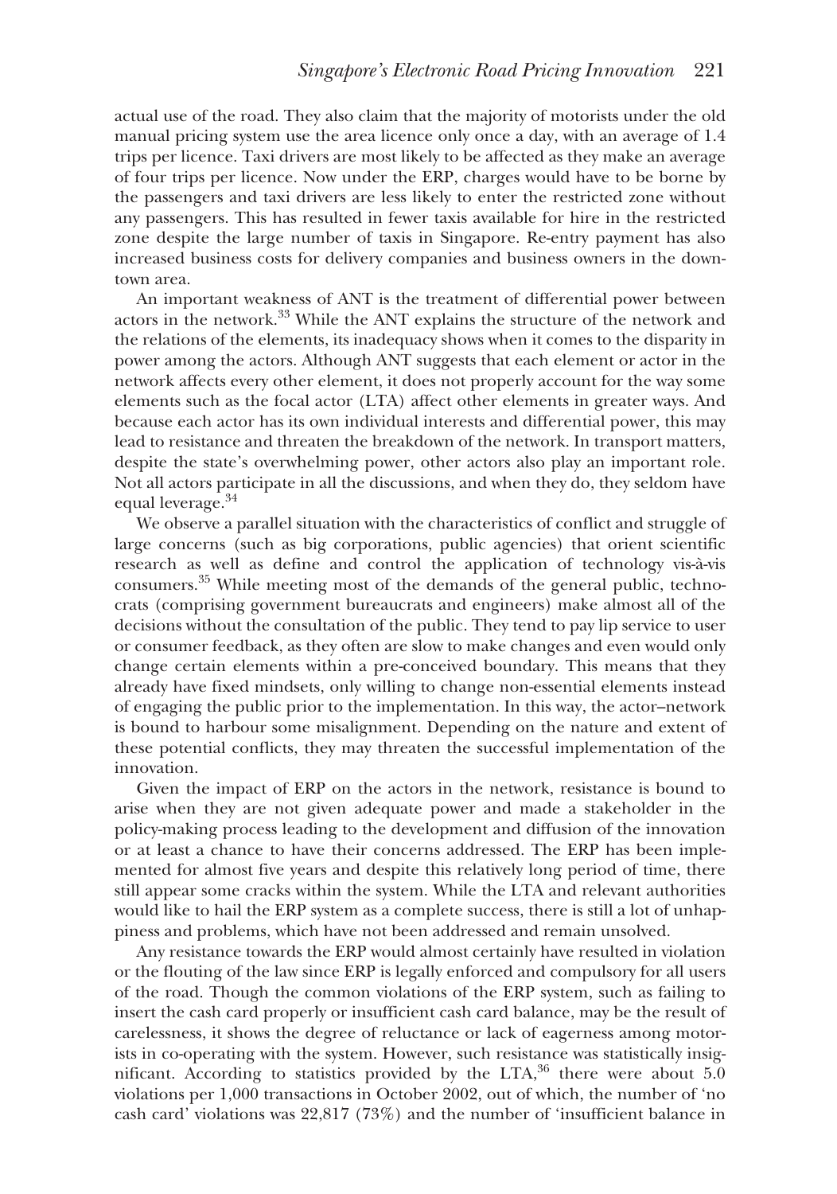actual use of the road. They also claim that the majority of motorists under the old manual pricing system use the area licence only once a day, with an average of 1.4 trips per licence. Taxi drivers are most likely to be affected as they make an average of four trips per licence. Now under the ERP, charges would have to be borne by the passengers and taxi drivers are less likely to enter the restricted zone without any passengers. This has resulted in fewer taxis available for hire in the restricted zone despite the large number of taxis in Singapore. Re-entry payment has also increased business costs for delivery companies and business owners in the downtown area.

An important weakness of ANT is the treatment of differential power between actors in the network.[33] While the ANT explains the structure of the network and the relations of the elements, its inadequacy shows when it comes to the disparity in power among the actors. Although ANT suggests that each element or actor in the network affects every other element, it does not properly account for the way some elements such as the focal actor (LTA) affect other elements in greater ways. And because each actor has its own individual interests and differential power, this may lead to resistance and threaten the breakdown of the network. In transport matters, despite the state's overwhelming power, other actors also play an important role. Not all actors participate in all the discussions, and when they do, they seldom have equal leverage.[34]

We observe a parallel situation with the characteristics of conflict and struggle of large concerns (such as big corporations, public agencies) that orient scientific research as well as define and control the application of technology vis-à-vis consumers.[35] While meeting most of the demands of the general public, technocrats (comprising government bureaucrats and engineers) make almost all of the decisions without the consultation of the public. They tend to pay lip service to user or consumer feedback, as they often are slow to make changes and even would only change certain elements within a pre-conceived boundary. This means that they already have fixed mindsets, only willing to change non-essential elements instead of engaging the public prior to the implementation. In this way, the actor–network is bound to harbour some misalignment. Depending on the nature and extent of these potential conflicts, they may threaten the successful implementation of the innovation.

Given the impact of ERP on the actors in the network, resistance is bound to arise when they are not given adequate power and made a stakeholder in the policy-making process leading to the development and diffusion of the innovation or at least a chance to have their concerns addressed. The ERP has been implemented for almost five years and despite this relatively long period of time, there still appear some cracks within the system. While the LTA and relevant authorities would like to hail the ERP system as a complete success, there is still a lot of unhappiness and problems, which have not been addressed and remain unsolved.

Any resistance towards the ERP would almost certainly have resulted in violation or the flouting of the law since ERP is legally enforced and compulsory for all users of the road. Though the common violations of the ERP system, such as failing to insert the cash card properly or insufficient cash card balance, may be the result of carelessness, it shows the degree of reluctance or lack of eagerness among motorists in co-operating with the system. However, such resistance was statistically insignificant. According to statistics provided by the LTA,[36] there were about 5.0 violations per 1,000 transactions in October 2002, out of which, the number of 'no cash card' violations was 22,817 (73%) and the number of 'insufficient balance in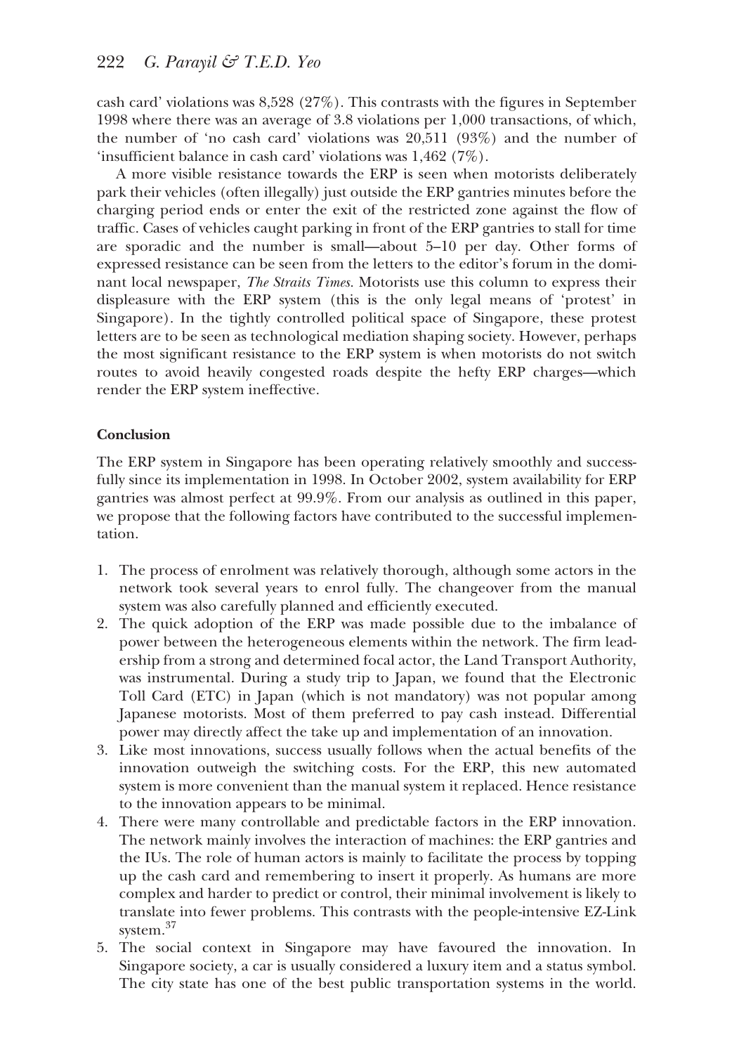cash card' violations was 8,528 (27%). This contrasts with the figures in September 1998 where there was an average of 3.8 violations per 1,000 transactions, of which, the number of 'no cash card' violations was 20,511 (93%) and the number of 'insufficient balance in cash card' violations was 1,462 (7%).

A more visible resistance towards the ERP is seen when motorists deliberately park their vehicles (often illegally) just outside the ERP gantries minutes before the charging period ends or enter the exit of the restricted zone against the flow of traffic. Cases of vehicles caught parking in front of the ERP gantries to stall for time are sporadic and the number is small—about 5–10 per day. Other forms of expressed resistance can be seen from the letters to the editor's forum in the dominant local newspaper, *The Straits Times*. Motorists use this column to express their displeasure with the ERP system (this is the only legal means of 'protest' in Singapore). In the tightly controlled political space of Singapore, these protest letters are to be seen as technological mediation shaping society. However, perhaps the most significant resistance to the ERP system is when motorists do not switch routes to avoid heavily congested roads despite the hefty ERP charges—which render the ERP system ineffective.

**Conclusion**

The ERP system in Singapore has been operating relatively smoothly and successfully since its implementation in 1998. In October 2002, system availability for ERP gantries was almost perfect at 99.9%. From our analysis as outlined in this paper, we propose that the following factors have contributed to the successful implementation.

1. The process of enrolment was relatively thorough, although some actors in the network took several years to enrol fully. The changeover from the manual system was also carefully planned and efficiently executed.
2. The quick adoption of the ERP was made possible due to the imbalance of power between the heterogeneous elements within the network. The firm leadership from a strong and determined focal actor, the Land Transport Authority, was instrumental. During a study trip to Japan, we found that the Electronic Toll Card (ETC) in Japan (which is not mandatory) was not popular among Japanese motorists. Most of them preferred to pay cash instead. Differential power may directly affect the take up and implementation of an innovation.
3. Like most innovations, success usually follows when the actual benefits of the innovation outweigh the switching costs. For the ERP, this new automated system is more convenient than the manual system it replaced. Hence resistance to the innovation appears to be minimal.
4. There were many controllable and predictable factors in the ERP innovation. The network mainly involves the interaction of machines: the ERP gantries and the IUs. The role of human actors is mainly to facilitate the process by topping up the cash card and remembering to insert it properly. As humans are more complex and harder to predict or control, their minimal involvement is likely to translate into fewer problems. This contrasts with the people-intensive EZ-Link system.[37]
5. The social context in Singapore may have favoured the innovation. In Singapore society, a car is usually considered a luxury item and a status symbol. The city state has one of the best public transportation systems in the world.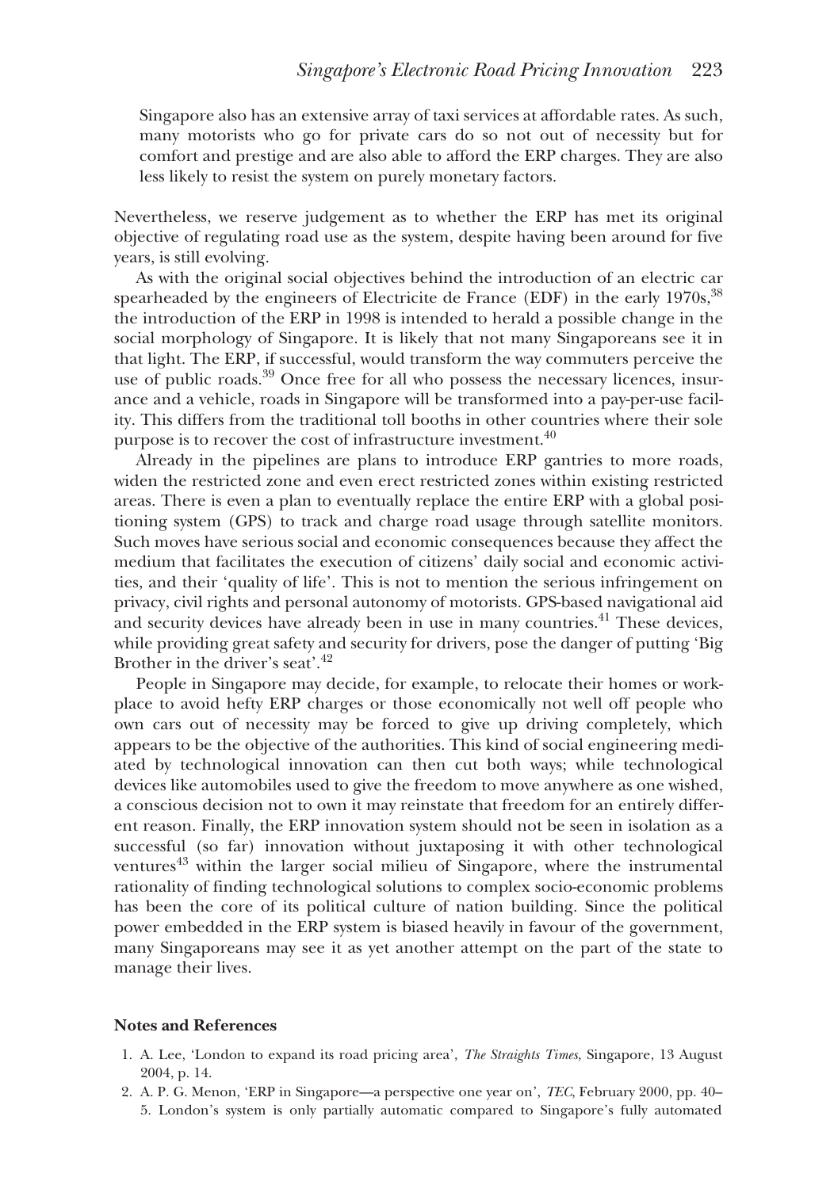> Singapore also has an extensive array of taxi services at affordable rates. As such, many motorists who go for private cars do so not out of necessity but for comfort and prestige and are also able to afford the ERP charges. They are also less likely to resist the system on purely monetary factors.

Nevertheless, we reserve judgement as to whether the ERP has met its original objective of regulating road use as the system, despite having been around for five years, is still evolving.

As with the original social objectives behind the introduction of an electric car spearheaded by the engineers of Electricite de France (EDF) in the early 1970s,[38] the introduction of the ERP in 1998 is intended to herald a possible change in the social morphology of Singapore. It is likely that not many Singaporeans see it in that light. The ERP, if successful, would transform the way commuters perceive the use of public roads.[39] Once free for all who possess the necessary licences, insurance and a vehicle, roads in Singapore will be transformed into a pay-per-use facility. This differs from the traditional toll booths in other countries where their sole purpose is to recover the cost of infrastructure investment.[40]

Already in the pipelines are plans to introduce ERP gantries to more roads, widen the restricted zone and even erect restricted zones within existing restricted areas. There is even a plan to eventually replace the entire ERP with a global positioning system (GPS) to track and charge road usage through satellite monitors. Such moves have serious social and economic consequences because they affect the medium that facilitates the execution of citizens' daily social and economic activities, and their 'quality of life'. This is not to mention the serious infringement on privacy, civil rights and personal autonomy of motorists. GPS-based navigational aid and security devices have already been in use in many countries.[41] These devices, while providing great safety and security for drivers, pose the danger of putting 'Big Brother in the driver's seat'.[42]

People in Singapore may decide, for example, to relocate their homes or workplace to avoid hefty ERP charges or those economically not well off people who own cars out of necessity may be forced to give up driving completely, which appears to be the objective of the authorities. This kind of social engineering mediated by technological innovation can then cut both ways; while technological devices like automobiles used to give the freedom to move anywhere as one wished, a conscious decision not to own it may reinstate that freedom for an entirely different reason. Finally, the ERP innovation system should not be seen in isolation as a successful (so far) innovation without juxtaposing it with other technological ventures[43] within the larger social milieu of Singapore, where the instrumental rationality of finding technological solutions to complex socio-economic problems has been the core of its political culture of nation building. Since the political power embedded in the ERP system is biased heavily in favour of the government, many Singaporeans may see it as yet another attempt on the part of the state to manage their lives.

## Notes and References

1. A. Lee, 'London to expand its road pricing area', *The Straights Times*, Singapore, 13 August 2004, p. 14.
2. A. P. G. Menon, 'ERP in Singapore—a perspective one year on', *TEC*, February 2000, pp. 40–5. London's system is only partially automatic compared to Singapore's fully automated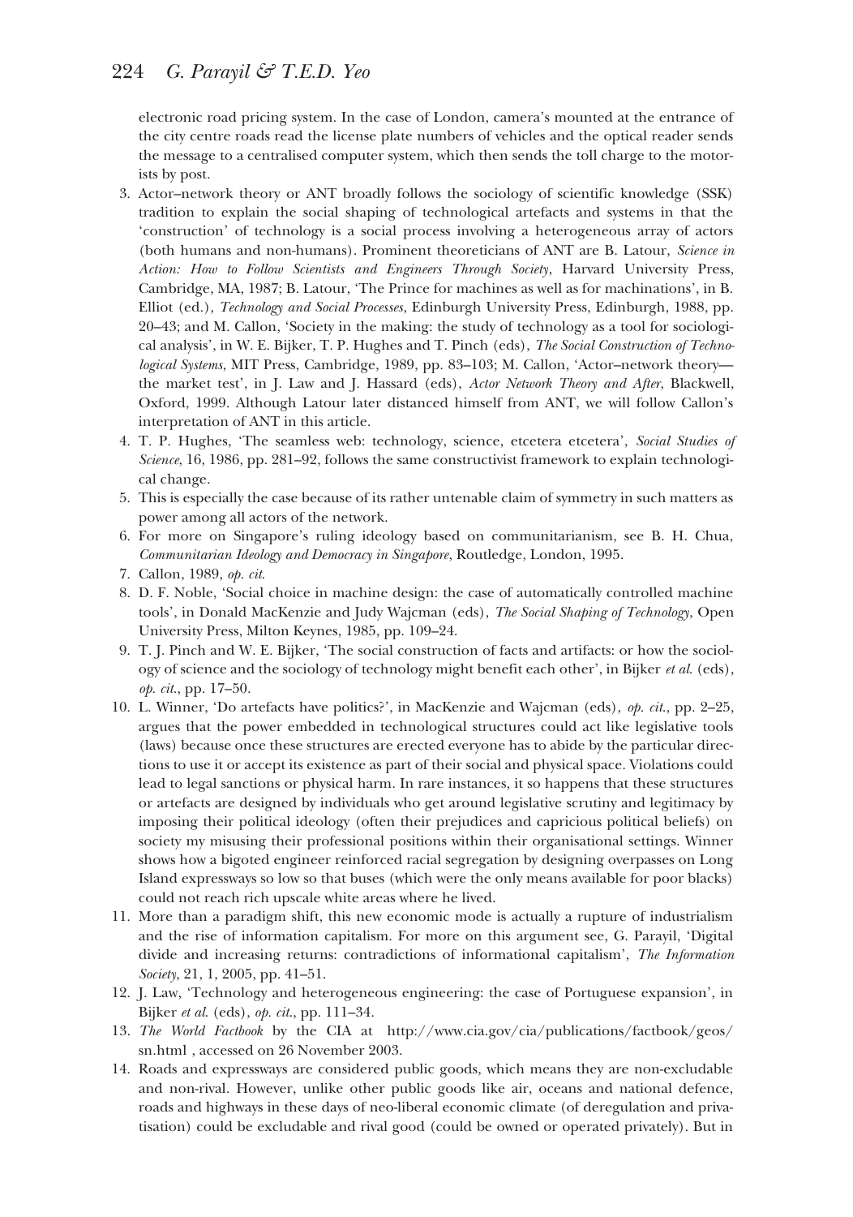electronic road pricing system. In the case of London, camera's mounted at the entrance of the city centre roads read the license plate numbers of vehicles and the optical reader sends the message to a centralised computer system, which then sends the toll charge to the motorists by post.

3. Actor–network theory or ANT broadly follows the sociology of scientific knowledge (SSK) tradition to explain the social shaping of technological artefacts and systems in that the 'construction' of technology is a social process involving a heterogeneous array of actors (both humans and non-humans). Prominent theoreticians of ANT are B. Latour, *Science in Action: How to Follow Scientists and Engineers Through Society*, Harvard University Press, Cambridge, MA, 1987; B. Latour, 'The Prince for machines as well as for machinations', in B. Elliot (ed.), *Technology and Social Processes*, Edinburgh University Press, Edinburgh, 1988, pp. 20–43; and M. Callon, 'Society in the making: the study of technology as a tool for sociological analysis', in W. E. Bijker, T. P. Hughes and T. Pinch (eds), *The Social Construction of Technological Systems*, MIT Press, Cambridge, 1989, pp. 83–103; M. Callon, 'Actor–network theory—the market test', in J. Law and J. Hassard (eds), *Actor Network Theory and After*, Blackwell, Oxford, 1999. Although Latour later distanced himself from ANT, we will follow Callon's interpretation of ANT in this article.
4. T. P. Hughes, 'The seamless web: technology, science, etcetera etcetera', *Social Studies of Science*, 16, 1986, pp. 281–92, follows the same constructivist framework to explain technological change.
5. This is especially the case because of its rather untenable claim of symmetry in such matters as power among all actors of the network.
6. For more on Singapore's ruling ideology based on communitarianism, see B. H. Chua, *Communitarian Ideology and Democracy in Singapore*, Routledge, London, 1995.
7. Callon, 1989, *op. cit.*
8. D. F. Noble, 'Social choice in machine design: the case of automatically controlled machine tools', in Donald MacKenzie and Judy Wajcman (eds), *The Social Shaping of Technology*, Open University Press, Milton Keynes, 1985, pp. 109–24.
9. T. J. Pinch and W. E. Bijker, 'The social construction of facts and artifacts: or how the sociology of science and the sociology of technology might benefit each other', in Bijker *et al.* (eds), *op. cit.*, pp. 17–50.
10. L. Winner, 'Do artefacts have politics?', in MacKenzie and Wajcman (eds), *op. cit.*, pp. 2–25, argues that the power embedded in technological structures could act like legislative tools (laws) because once these structures are erected everyone has to abide by the particular directions to use it or accept its existence as part of their social and physical space. Violations could lead to legal sanctions or physical harm. In rare instances, it so happens that these structures or artefacts are designed by individuals who get around legislative scrutiny and legitimacy by imposing their political ideology (often their prejudices and capricious political beliefs) on society my misusing their professional positions within their organisational settings. Winner shows how a bigoted engineer reinforced racial segregation by designing overpasses on Long Island expressways so low so that buses (which were the only means available for poor blacks) could not reach rich upscale white areas where he lived.
11. More than a paradigm shift, this new economic mode is actually a rupture of industrialism and the rise of information capitalism. For more on this argument see, G. Parayil, 'Digital divide and increasing returns: contradictions of informational capitalism', *The Information Society*, 21, 1, 2005, pp. 41–51.
12. J. Law, 'Technology and heterogeneous engineering: the case of Portuguese expansion', in Bijker *et al.* (eds), *op. cit.*, pp. 111–34.
13. *The World Factbook* by the CIA at http://www.cia.gov/cia/publications/factbook/geos/sn.html , accessed on 26 November 2003.
14. Roads and expressways are considered public goods, which means they are non-excludable and non-rival. However, unlike other public goods like air, oceans and national defence, roads and highways in these days of neo-liberal economic climate (of deregulation and privatisation) could be excludable and rival good (could be owned or operated privately). But in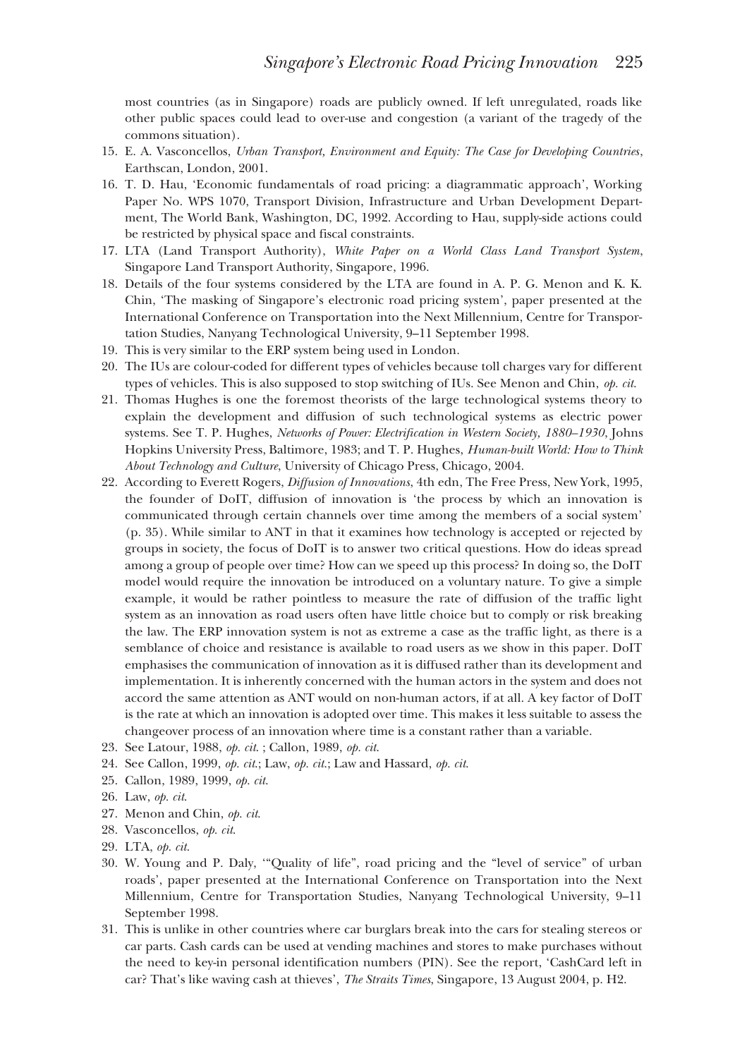most countries (as in Singapore) roads are publicly owned. If left unregulated, roads like other public spaces could lead to over-use and congestion (a variant of the tragedy of the commons situation).

15. E. A. Vasconcellos, *Urban Transport, Environment and Equity: The Case for Developing Countries*, Earthscan, London, 2001.
16. T. D. Hau, 'Economic fundamentals of road pricing: a diagrammatic approach', Working Paper No. WPS 1070, Transport Division, Infrastructure and Urban Development Department, The World Bank, Washington, DC, 1992. According to Hau, supply-side actions could be restricted by physical space and fiscal constraints.
17. LTA (Land Transport Authority), *White Paper on a World Class Land Transport System*, Singapore Land Transport Authority, Singapore, 1996.
18. Details of the four systems considered by the LTA are found in A. P. G. Menon and K. K. Chin, 'The masking of Singapore's electronic road pricing system', paper presented at the International Conference on Transportation into the Next Millennium, Centre for Transportation Studies, Nanyang Technological University, 9–11 September 1998.
19. This is very similar to the ERP system being used in London.
20. The IUs are colour-coded for different types of vehicles because toll charges vary for different types of vehicles. This is also supposed to stop switching of IUs. See Menon and Chin, *op. cit*.
21. Thomas Hughes is one the foremost theorists of the large technological systems theory to explain the development and diffusion of such technological systems as electric power systems. See T. P. Hughes, *Networks of Power: Electrification in Western Society, 1880–1930*, Johns Hopkins University Press, Baltimore, 1983; and T. P. Hughes, *Human-built World: How to Think About Technology and Culture*, University of Chicago Press, Chicago, 2004.
22. According to Everett Rogers, *Diffusion of Innovations*, 4th edn, The Free Press, New York, 1995, the founder of DoIT, diffusion of innovation is 'the process by which an innovation is communicated through certain channels over time among the members of a social system' (p. 35). While similar to ANT in that it examines how technology is accepted or rejected by groups in society, the focus of DoIT is to answer two critical questions. How do ideas spread among a group of people over time? How can we speed up this process? In doing so, the DoIT model would require the innovation be introduced on a voluntary nature. To give a simple example, it would be rather pointless to measure the rate of diffusion of the traffic light system as an innovation as road users often have little choice but to comply or risk breaking the law. The ERP innovation system is not as extreme a case as the traffic light, as there is a semblance of choice and resistance is available to road users as we show in this paper. DoIT emphasises the communication of innovation as it is diffused rather than its development and implementation. It is inherently concerned with the human actors in the system and does not accord the same attention as ANT would on non-human actors, if at all. A key factor of DoIT is the rate at which an innovation is adopted over time. This makes it less suitable to assess the changeover process of an innovation where time is a constant rather than a variable.
23. See Latour, 1988, *op. cit.* ; Callon, 1989, *op. cit*.
24. See Callon, 1999, *op. cit.*; Law, *op. cit.*; Law and Hassard, *op. cit*.
25. Callon, 1989, 1999, *op. cit*.
26. Law, *op. cit*.
27. Menon and Chin, *op. cit*.
28. Vasconcellos, *op. cit*.
29. LTA, *op. cit*.
30. W. Young and P. Daly, '"Quality of life", road pricing and the "level of service" of urban roads', paper presented at the International Conference on Transportation into the Next Millennium, Centre for Transportation Studies, Nanyang Technological University, 9–11 September 1998.
31. This is unlike in other countries where car burglars break into the cars for stealing stereos or car parts. Cash cards can be used at vending machines and stores to make purchases without the need to key-in personal identification numbers (PIN). See the report, 'CashCard left in car? That's like waving cash at thieves', *The Straits Times*, Singapore, 13 August 2004, p. H2.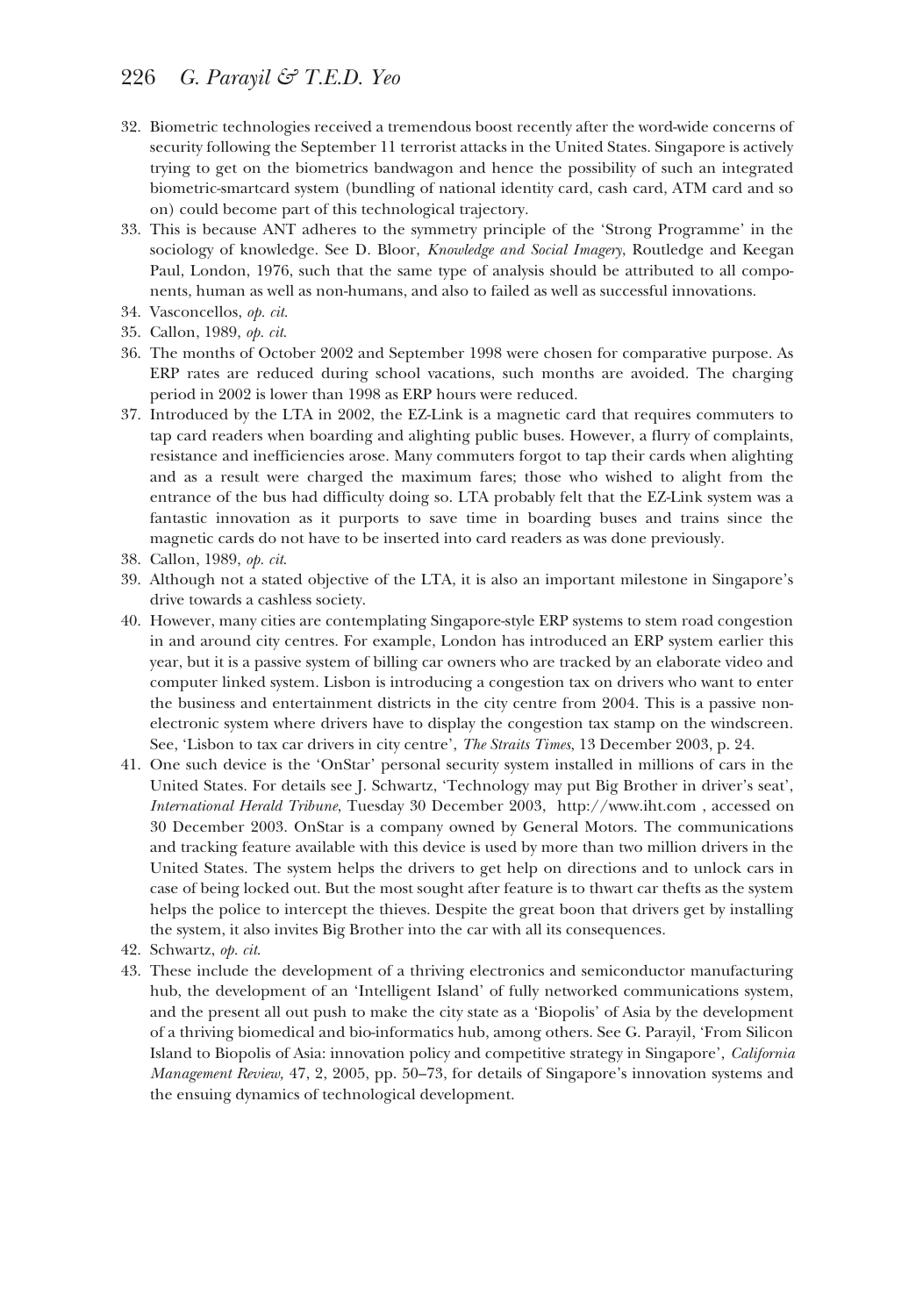32. Biometric technologies received a tremendous boost recently after the word-wide concerns of security following the September 11 terrorist attacks in the United States. Singapore is actively trying to get on the biometrics bandwagon and hence the possibility of such an integrated biometric-smartcard system (bundling of national identity card, cash card, ATM card and so on) could become part of this technological trajectory.
33. This is because ANT adheres to the symmetry principle of the 'Strong Programme' in the sociology of knowledge. See D. Bloor, *Knowledge and Social Imagery*, Routledge and Keegan Paul, London, 1976, such that the same type of analysis should be attributed to all components, human as well as non-humans, and also to failed as well as successful innovations.
34. Vasconcellos, *op. cit*.
35. Callon, 1989, *op. cit*.
36. The months of October 2002 and September 1998 were chosen for comparative purpose. As ERP rates are reduced during school vacations, such months are avoided. The charging period in 2002 is lower than 1998 as ERP hours were reduced.
37. Introduced by the LTA in 2002, the EZ-Link is a magnetic card that requires commuters to tap card readers when boarding and alighting public buses. However, a flurry of complaints, resistance and inefficiencies arose. Many commuters forgot to tap their cards when alighting and as a result were charged the maximum fares; those who wished to alight from the entrance of the bus had difficulty doing so. LTA probably felt that the EZ-Link system was a fantastic innovation as it purports to save time in boarding buses and trains since the magnetic cards do not have to be inserted into card readers as was done previously.
38. Callon, 1989, *op. cit*.
39. Although not a stated objective of the LTA, it is also an important milestone in Singapore's drive towards a cashless society.
40. However, many cities are contemplating Singapore-style ERP systems to stem road congestion in and around city centres. For example, London has introduced an ERP system earlier this year, but it is a passive system of billing car owners who are tracked by an elaborate video and computer linked system. Lisbon is introducing a congestion tax on drivers who want to enter the business and entertainment districts in the city centre from 2004. This is a passive non-electronic system where drivers have to display the congestion tax stamp on the windscreen. See, 'Lisbon to tax car drivers in city centre', *The Straits Times*, 13 December 2003, p. 24.
41. One such device is the 'OnStar' personal security system installed in millions of cars in the United States. For details see J. Schwartz, 'Technology may put Big Brother in driver's seat', *International Herald Tribune*, Tuesday 30 December 2003, http://www.iht.com , accessed on 30 December 2003. OnStar is a company owned by General Motors. The communications and tracking feature available with this device is used by more than two million drivers in the United States. The system helps the drivers to get help on directions and to unlock cars in case of being locked out. But the most sought after feature is to thwart car thefts as the system helps the police to intercept the thieves. Despite the great boon that drivers get by installing the system, it also invites Big Brother into the car with all its consequences.
42. Schwartz, *op. cit*.
43. These include the development of a thriving electronics and semiconductor manufacturing hub, the development of an 'Intelligent Island' of fully networked communications system, and the present all out push to make the city state as a 'Biopolis' of Asia by the development of a thriving biomedical and bio-informatics hub, among others. See G. Parayil, 'From Silicon Island to Biopolis of Asia: innovation policy and competitive strategy in Singapore', *California Management Review*, 47, 2, 2005, pp. 50–73, for details of Singapore's innovation systems and the ensuing dynamics of technological development.